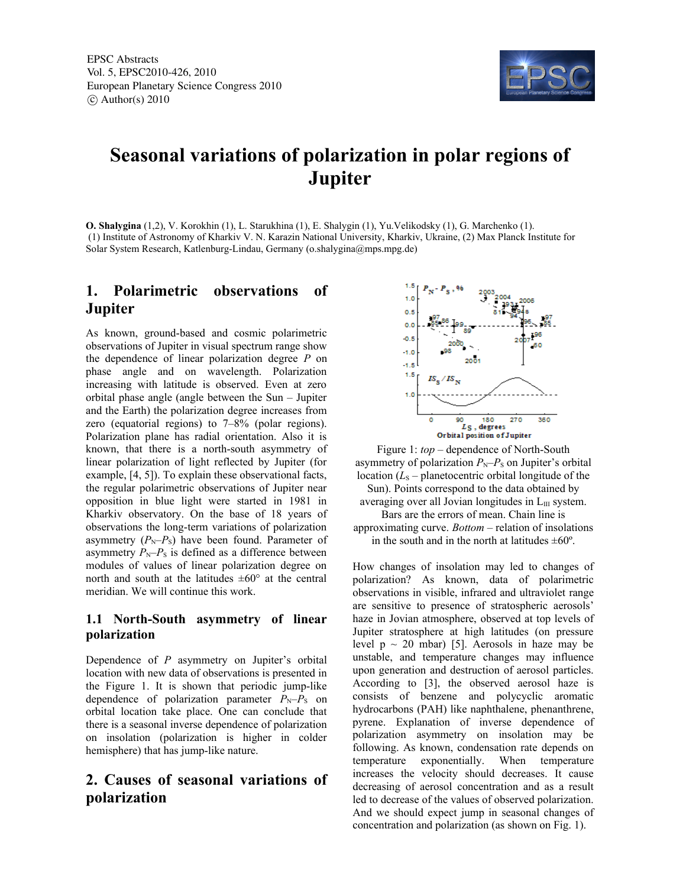EPSC Abstracts
Vol. 5, EPSC2010-426, 2010
European Planetary Science Congress 2010
© Author(s) 2010

# Seasonal variations of polarization in polar regions of Jupiter

**O. Shalygina** (1,2), V. Korokhin (1), L. Starukhina (1), E. Shalygin (1), Yu.Velikodsky (1), G. Marchenko (1).
(1) Institute of Astronomy of Kharkiv V. N. Karazin National University, Kharkiv, Ukraine, (2) Max Planck Institute for Solar System Research, Katlenburg-Lindau, Germany (o.shalygina@mps.mpg.de)

## 1. Polarimetric observations of Jupiter

As known, ground-based and cosmic polarimetric observations of Jupiter in visual spectrum range show the dependence of linear polarization degree $P$ on phase angle and on wavelength. Polarization increasing with latitude is observed. Even at zero orbital phase angle (angle between the Sun – Jupiter and the Earth) the polarization degree increases from zero (equatorial regions) to 7–8% (polar regions). Polarization plane has radial orientation. Also it is known, that there is a north-south asymmetry of linear polarization of light reflected by Jupiter (for example, [4, 5]). To explain these observational facts, the regular polarimetric observations of Jupiter near opposition in blue light were started in 1981 in Kharkiv observatory. On the base of 18 years of observations the long-term variations of polarization asymmetry ($P_N$–$P_S$) have been found. Parameter of asymmetry $P_N$–$P_S$ is defined as a difference between modules of values of linear polarization degree on north and south at the latitudes ±60° at the central meridian. We will continue this work.

### 1.1 North-South asymmetry of linear polarization

Dependence of $P$ asymmetry on Jupiter's orbital location with new data of observations is presented in the Figure 1. It is shown that periodic jump-like dependence of polarization parameter $P_N$–$P_S$ on orbital location take place. One can conclude that there is a seasonal inverse dependence of polarization on insolation (polarization is higher in colder hemisphere) that has jump-like nature.

## 2. Causes of seasonal variations of polarization

Figure 1: *top* – dependence of North-South asymmetry of polarization $P_N$–$P_S$ on Jupiter's orbital location ($L_S$ – planetocentric orbital longitude of the Sun). Points correspond to the data obtained by averaging over all Jovian longitudes in $L_{III}$ system. Bars are the errors of mean. Chain line is approximating curve. *Bottom* – relation of insolations in the south and in the north at latitudes ±60°.

How changes of insolation may led to changes of polarization? As known, data of polarimetric observations in visible, infrared and ultraviolet range are sensitive to presence of stratospheric aerosols' haze in Jovian atmosphere, observed at top levels of Jupiter stratosphere at high latitudes (on pressure level p ~ 20 mbar) [5]. Aerosols in haze may be unstable, and temperature changes may influence upon generation and destruction of aerosol particles. According to [3], the observed aerosol haze is consists of benzene and polycyclic aromatic hydrocarbons (PAH) like naphthalene, phenanthrene, pyrene. Explanation of inverse dependence of polarization asymmetry on insolation may be following. As known, condensation rate depends on temperature exponentially. When temperature increases the velocity should decreases. It cause decreasing of aerosol concentration and as a result led to decrease of the values of observed polarization. And we should expect jump in seasonal changes of concentration and polarization (as shown on Fig. 1).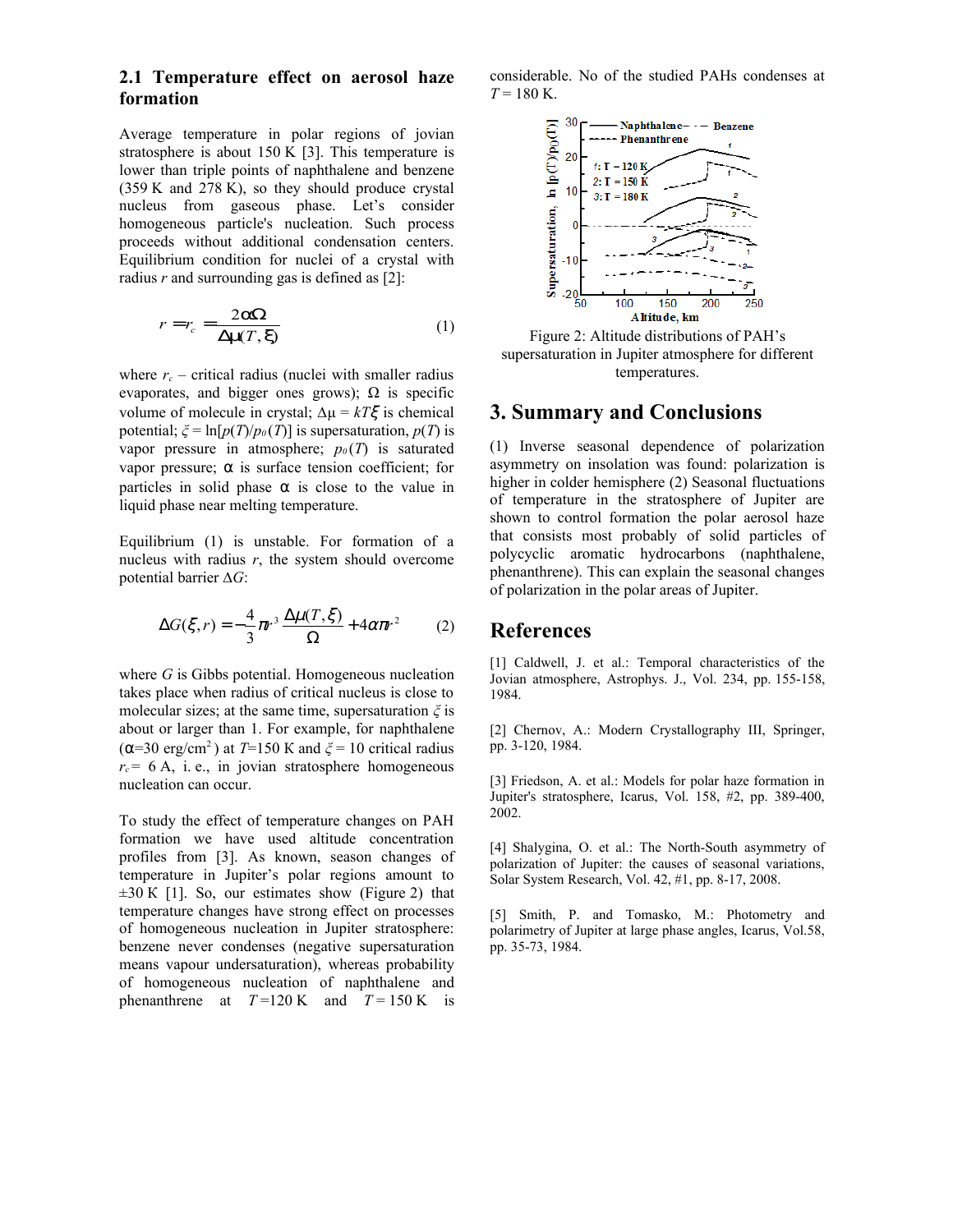### 2.1 Temperature effect on aerosol haze formation

Average temperature in polar regions of jovian stratosphere is about 150 K [3]. This temperature is lower than triple points of naphthalene and benzene (359 K and 278 K), so they should produce crystal nucleus from gaseous phase. Let's consider homogeneous particle's nucleation. Such process proceeds without additional condensation centers. Equilibrium condition for nuclei of a crystal with radius $r$ and surrounding gas is defined as [2]:

$$r = r_c = \frac{2\alpha\Omega}{\Delta\mu(T,\xi)} \quad (1)$$

where $r_c$ – critical radius (nuclei with smaller radius evaporates, and bigger ones grows); $\Omega$ is specific volume of molecule in crystal; $\Delta\mu = kT\xi$ is chemical potential; $\xi = \ln[p(T)/p_0(T)]$ is supersaturation, $p(T)$ is vapor pressure in atmosphere; $p_0(T)$ is saturated vapor pressure; $\alpha$ is surface tension coefficient; for particles in solid phase $\alpha$ is close to the value in liquid phase near melting temperature.

Equilibrium (1) is unstable. For formation of a nucleus with radius $r$, the system should overcome potential barrier $\Delta G$:

$$\Delta G(\xi, r) = -\frac{4}{3}\pi r^3 \frac{\Delta\mu(T,\xi)}{\Omega} + 4\alpha\pi r^2 \quad (2)$$

where $G$ is Gibbs potential. Homogeneous nucleation takes place when radius of critical nucleus is close to molecular sizes; at the same time, supersaturation $\xi$ is about or larger than 1. For example, for naphthalene ($\alpha$=30 erg/cm$^2$) at $T$=150 K and $\xi$ = 10 critical radius $r_c$ = 6 A, i. e., in jovian stratosphere homogeneous nucleation can occur.

To study the effect of temperature changes on PAH formation we have used altitude concentration profiles from [3]. As known, season changes of temperature in Jupiter's polar regions amount to ±30 K [1]. So, our estimates show (Figure 2) that temperature changes have strong effect on processes of homogeneous nucleation in Jupiter stratosphere: benzene never condenses (negative supersaturation means vapour undersaturation), whereas probability of homogeneous nucleation of naphthalene and phenanthrene at $T$=120 K and $T$ = 150 K is considerable. No of the studied PAHs condenses at $T$ = 180 K.

Naphthalene
Benzene
Phenanthrene
1: T = 120 K
2: T = 150 K
3: T = 180 K
Supersaturation, ln [p(T)/p0(T)]
Altitude, km
30
20
10
0
-10
-20
50
100
150
200
250

Figure 2: Altitude distributions of PAH's supersaturation in Jupiter atmosphere for different temperatures.

## 3. Summary and Conclusions

(1) Inverse seasonal dependence of polarization asymmetry on insolation was found: polarization is higher in colder hemisphere (2) Seasonal fluctuations of temperature in the stratosphere of Jupiter are shown to control formation the polar aerosol haze that consists most probably of solid particles of polycyclic aromatic hydrocarbons (naphthalene, phenanthrene). This can explain the seasonal changes of polarization in the polar areas of Jupiter.

## References

[1] Caldwell, J. et al.: Temporal characteristics of the Jovian atmosphere, Astrophys. J., Vol. 234, pp. 155-158, 1984.

[2] Chernov, A.: Modern Crystallography III, Springer, pp. 3-120, 1984.

[3] Friedson, A. et al.: Models for polar haze formation in Jupiter's stratosphere, Icarus, Vol. 158, #2, pp. 389-400, 2002.

[4] Shalygina, O. et al.: The North-South asymmetry of polarization of Jupiter: the causes of seasonal variations, Solar System Research, Vol. 42, #1, pp. 8-17, 2008.

[5] Smith, P. and Tomasko, M.: Photometry and polarimetry of Jupiter at large phase angles, Icarus, Vol.58, pp. 35-73, 1984.